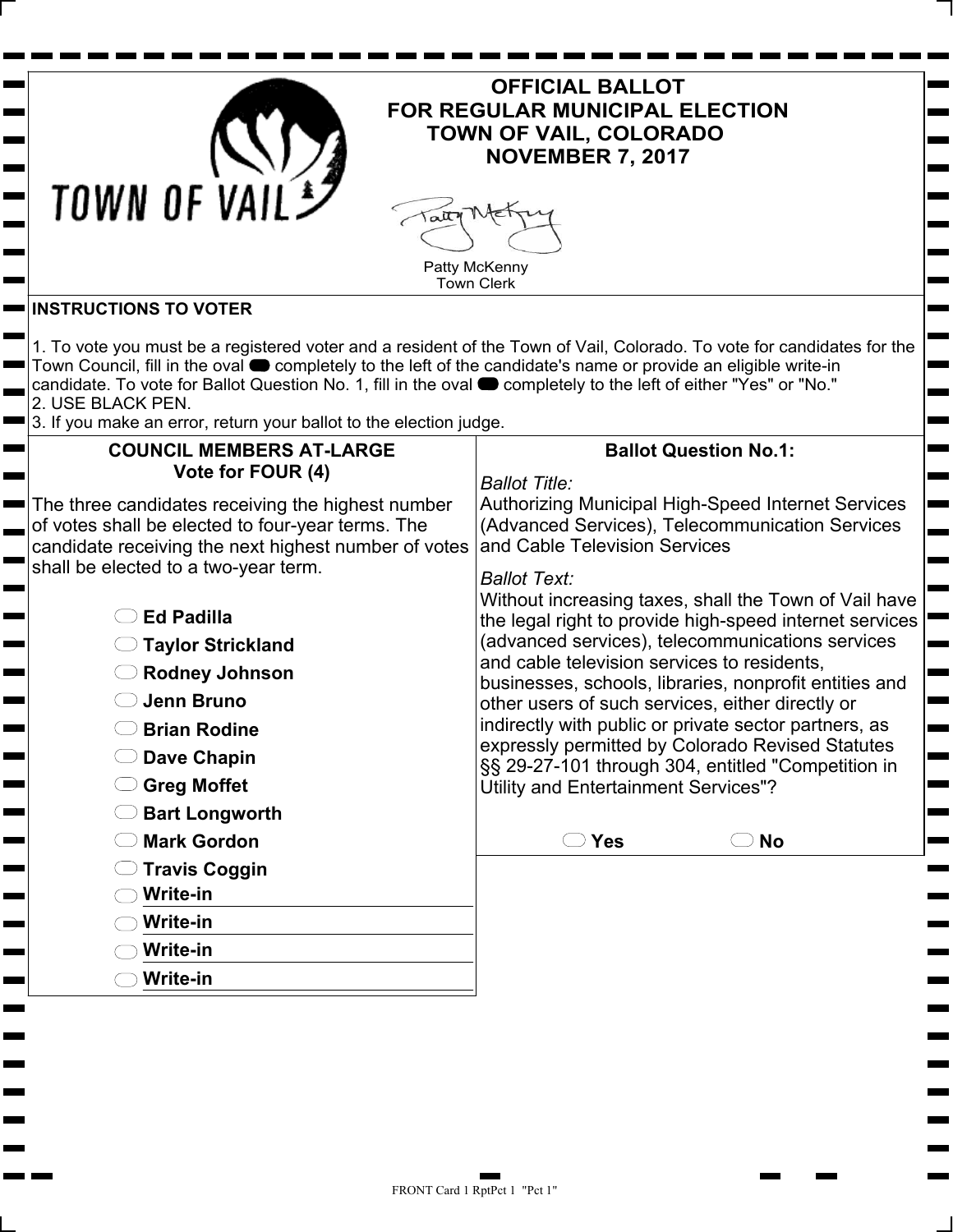# OFFICIAL BALLOT
# FOR REGULAR MUNICIPAL ELECTION
# TOWN OF VAIL, COLORADO
# NOVEMBER 7, 2017

TOWN OF VAIL

Patty McKenny
Town Clerk

**INSTRUCTIONS TO VOTER**

1. To vote you must be a registered voter and a resident of the Town of Vail, Colorado. To vote for candidates for the Town Council, fill in the oval ⬬ completely to the left of the candidate's name or provide an eligible write-in candidate. To vote for Ballot Question No. 1, fill in the oval ⬬ completely to the left of either "Yes" or "No."
2. USE BLACK PEN.
3. If you make an error, return your ballot to the election judge.

## COUNCIL MEMBERS AT-LARGE
**Vote for FOUR (4)**

The three candidates receiving the highest number of votes shall be elected to four-year terms. The candidate receiving the next highest number of votes shall be elected to a two-year term.

- ⬭ **Ed Padilla**
- ⬭ **Taylor Strickland**
- ⬭ **Rodney Johnson**
- ⬭ **Jenn Bruno**
- ⬭ **Brian Rodine**
- ⬭ **Dave Chapin**
- ⬭ **Greg Moffet**
- ⬭ **Bart Longworth**
- ⬭ **Mark Gordon**
- ⬭ **Travis Coggin**
- ⬭ **Write-in** ____________________
- ⬭ **Write-in** ____________________
- ⬭ **Write-in** ____________________
- ⬭ **Write-in** ____________________

## Ballot Question No.1:

*Ballot Title:*
Authorizing Municipal High-Speed Internet Services (Advanced Services), Telecommunication Services and Cable Television Services

*Ballot Text:*
Without increasing taxes, shall the Town of Vail have the legal right to provide high-speed internet services (advanced services), telecommunications services and cable television services to residents, businesses, schools, libraries, nonprofit entities and other users of such services, either directly or indirectly with public or private sector partners, as expressly permitted by Colorado Revised Statutes §§ 29-27-101 through 304, entitled "Competition in Utility and Entertainment Services"?

⬭ **Yes** ⬭ **No**

FRONT Card 1 RptPct 1 "Pct 1"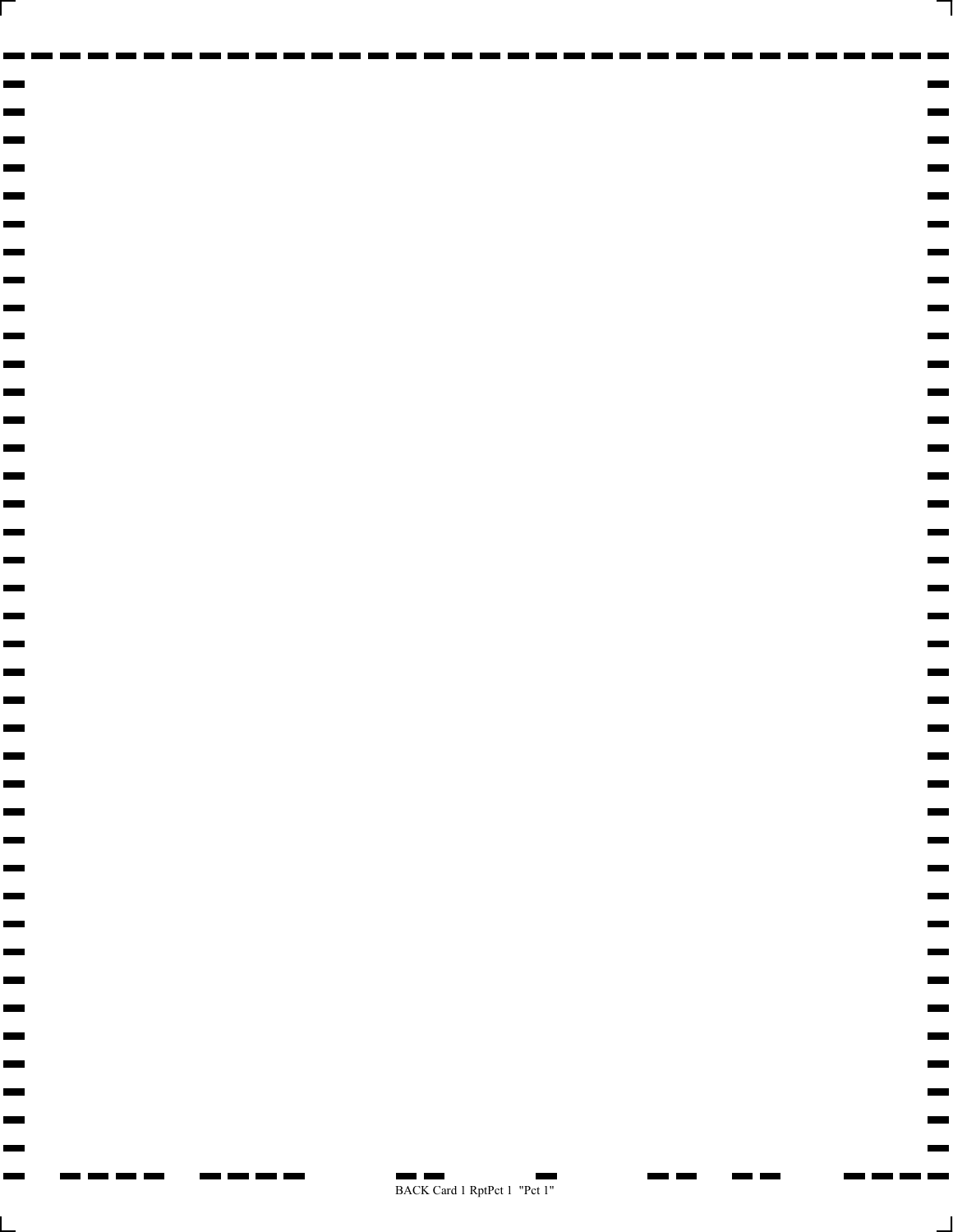BACK Card 1 RptPct 1 "Pct 1"